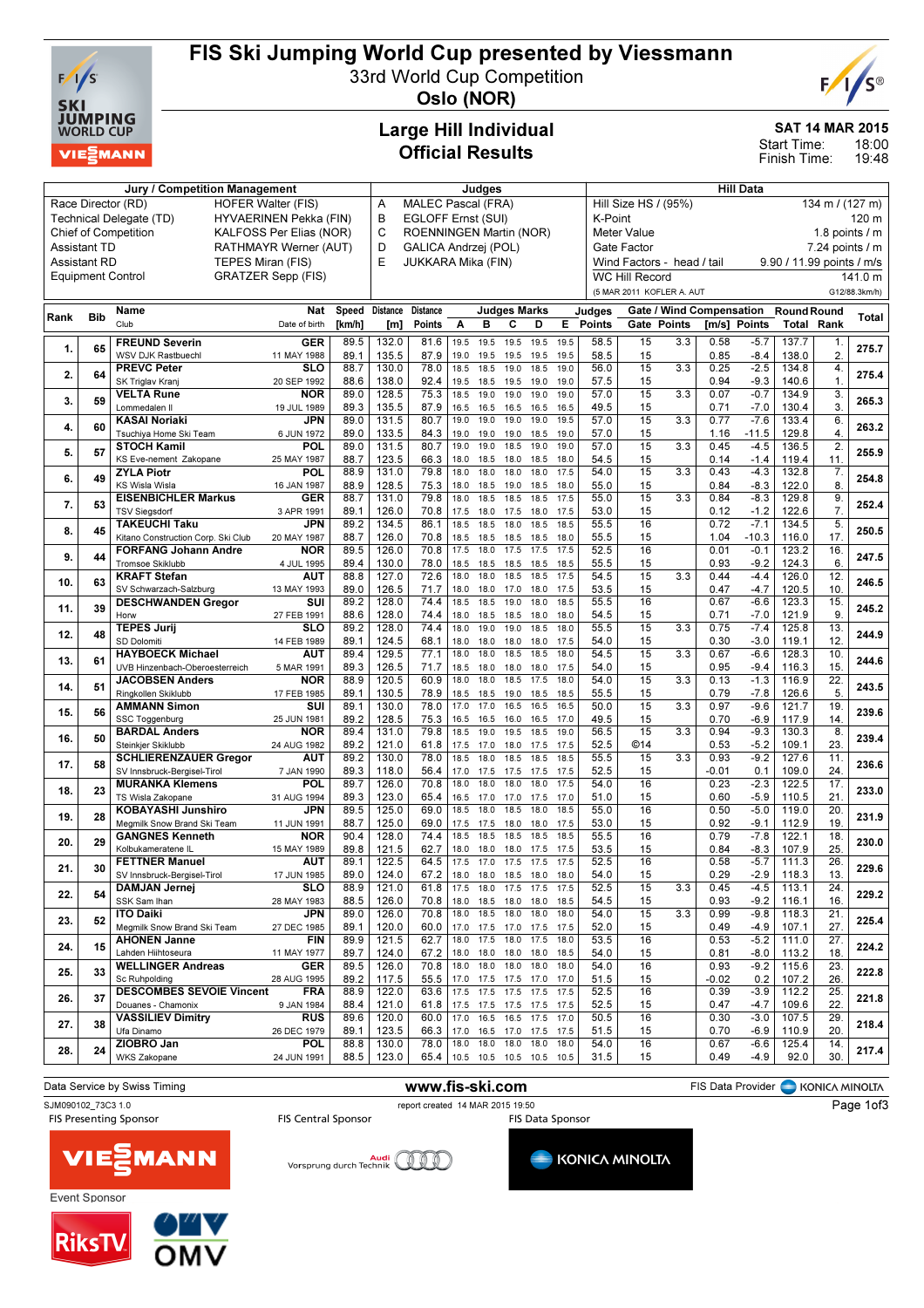# FIS Ski Jumping World Cup presented by Viessmann

33rd World Cup Competition

**Oslo (NOR)**

## Large Hill Individual
## Official Results

**SAT 14 MAR 2015**

Start Time: 18:00
Finish Time: 19:48

| Jury / Competition Management | | Judges | | Hill Data | |
|---|---|---|---|---|---|
| Race Director (RD) | HOFER Walter (FIS) | A | MALEC Pascal (FRA) | Hill Size HS / (95%) | 134 m / (127 m) |
| Technical Delegate (TD) | HYVAERINEN Pekka (FIN) | B | EGLOFF Ernst (SUI) | K-Point | 120 m |
| Chief of Competition | KALFOSS Per Elias (NOR) | C | ROENNINGEN Martin (NOR) | Meter Value | 1.8 points / m |
| Assistant TD | RATHMAYR Werner (AUT) | D | GALICA Andrzej (POL) | Gate Factor | 7.24 points / m |
| Assistant RD | TEPES Miran (FIS) | E | JUKKARA Mika (FIN) | Wind Factors - head / tail | 9.90 / 11.99 points / m/s |
| Equipment Control | GRATZER Sepp (FIS) | | | WC Hill Record | 141.0 m |
| | | | | (5 MAR 2011 KOFLER A. AUT | G12/88.3km/h) |

| Rank | Bib | Name / Club | Nat / Date of birth | Speed [km/h] | Distance [m] | Distance Points | A | B | C | D | E | Judges Points | Gate | Gate Points | Wind [m/s] | Wind Points | Round Total | Round Rank | Total |
|---|---|---|---|---|---|---|---|---|---|---|---|---|---|---|---|---|---|---|---|
| 1. | 65 | FREUND Severin | GER | 89.5 | 132.0 | 81.6 | 19.5 | 19.5 | 19.5 | 19.5 | 19.5 | 58.5 | 15 | 3.3 | 0.58 | -5.7 | 137.7 | 1. | 275.7 |
| | | WSV DJK Rastbuechl | 11 MAY 1988 | 89.1 | 135.5 | 87.9 | 19.0 | 19.5 | 19.5 | 19.5 | 19.5 | 58.5 | 15 | | 0.85 | -8.4 | 138.0 | 2. | |
| 2. | 64 | PREVC Peter | SLO | 88.7 | 130.0 | 78.0 | 18.5 | 18.5 | 19.0 | 18.5 | 19.0 | 56.0 | 15 | 3.3 | 0.25 | -2.5 | 134.8 | 4. | 275.4 |
| | | SK Triglav Kranj | 20 SEP 1992 | 88.6 | 138.0 | 92.4 | 19.5 | 18.5 | 19.5 | 19.0 | 19.0 | 57.5 | 15 | | 0.94 | -9.3 | 140.6 | 1. | |
| 3. | 59 | VELTA Rune | NOR | 89.0 | 128.5 | 75.3 | 18.5 | 19.0 | 19.0 | 19.0 | 19.0 | 57.0 | 15 | 3.3 | 0.07 | -0.7 | 134.9 | 3. | 265.3 |
| | | Lommedalen Il | 19 JUL 1989 | 89.3 | 135.5 | 87.9 | 16.5 | 16.5 | 16.5 | 16.5 | 16.5 | 49.5 | 15 | | 0.71 | -7.0 | 130.4 | 3. | |
| 4. | 60 | KASAI Noriaki | JPN | 89.0 | 131.5 | 80.7 | 19.0 | 19.0 | 19.0 | 19.0 | 19.5 | 57.0 | 15 | 3.3 | 0.77 | -7.6 | 133.4 | 6. | 263.2 |
| | | Tsuchiya Home Ski Team | 6 JUN 1972 | 89.0 | 133.5 | 84.3 | 19.0 | 19.0 | 19.0 | 18.5 | 19.0 | 57.0 | 15 | | 1.16 | -11.5 | 129.8 | 4. | |
| 5. | 57 | STOCH Kamil | POL | 89.0 | 131.5 | 80.7 | 19.0 | 19.0 | 18.5 | 19.0 | 19.0 | 57.0 | 15 | 3.3 | 0.45 | -4.5 | 136.5 | 2. | 255.9 |
| | | KS Eve-nement Zakopane | 25 MAY 1987 | 88.7 | 123.5 | 66.3 | 18.0 | 18.5 | 18.0 | 18.5 | 18.0 | 54.5 | 15 | | 0.14 | -1.4 | 119.4 | 11. | |
| 6. | 49 | ZYLA Piotr | POL | 88.9 | 131.0 | 79.8 | 18.0 | 18.0 | 18.0 | 18.0 | 17.5 | 54.0 | 15 | 3.3 | 0.43 | -4.3 | 132.8 | 7. | 254.8 |
| | | KS Wisla Wisla | 16 JAN 1987 | 88.9 | 128.5 | 75.3 | 18.0 | 18.5 | 19.0 | 18.5 | 18.0 | 55.0 | 15 | | 0.84 | -8.3 | 122.0 | 8. | |
| 7. | 53 | EISENBICHLER Markus | GER | 88.7 | 131.0 | 79.8 | 18.0 | 18.5 | 18.5 | 18.5 | 18.0 | 55.0 | 15 | 3.3 | 0.84 | -8.3 | 129.8 | 9. | 252.4 |
| | | TSV Siegsdorf | 3 APR 1991 | 89.1 | 126.0 | 70.8 | 17.5 | 18.0 | 17.5 | 18.0 | 17.5 | 53.0 | 15 | | 0.12 | -1.2 | 122.6 | 7. | |
| 8. | 45 | TAKEUCHI Taku | JPN | 89.2 | 134.5 | 86.1 | 18.5 | 18.5 | 18.0 | 18.5 | 18.5 | 55.5 | 16 | | 0.72 | -7.1 | 134.5 | 5. | 250.5 |
| | | Kitano Construction Corp. Ski Club | 20 MAY 1987 | 88.7 | 126.0 | 70.8 | 18.5 | 18.5 | 18.5 | 18.5 | 18.5 | 55.5 | 15 | | 1.04 | -10.3 | 116.0 | 17. | |
| 9. | 44 | FORFANG Johann Andre | NOR | 89.5 | 126.0 | 70.8 | 17.5 | 18.0 | 17.5 | 17.5 | 17.5 | 52.5 | 16 | | 0.01 | -0.1 | 123.2 | 16. | 247.5 |
| | | Tromsoe Skiklubb | 4 JUL 1995 | 89.4 | 130.0 | 78.0 | 18.5 | 18.5 | 18.5 | 18.5 | 18.5 | 55.5 | 15 | | 0.93 | -9.2 | 124.3 | 6. | |
| 10. | 63 | KRAFT Stefan | AUT | 88.8 | 127.0 | 72.6 | 18.0 | 18.0 | 18.5 | 18.5 | 17.5 | 54.5 | 15 | 3.3 | 0.44 | -4.4 | 126.0 | 12. | 246.5 |
| | | SV Schwarzach-Salzburg | 13 MAY 1993 | 89.0 | 126.5 | 71.7 | 18.0 | 18.0 | 17.0 | 18.0 | 17.5 | 53.5 | 15 | | 0.47 | -4.7 | 120.5 | 10. | |
| 11. | 39 | DESCHWANDEN Gregor | SUI | 89.2 | 128.0 | 74.4 | 18.5 | 18.5 | 19.0 | 18.0 | 18.5 | 55.5 | 16 | | 0.67 | -6.6 | 123.3 | 15. | 245.2 |
| | | Horw | 27 FEB 1991 | 89.2 | 128.0 | 74.4 | 18.0 | 18.5 | 18.0 | 18.0 | 18.0 | 54.5 | 15 | | 0.71 | -7.0 | 121.9 | 9. | |
| 12. | 48 | TEPES Jurij | SLO | 89.2 | 128.0 | 74.4 | 18.0 | 19.0 | 19.0 | 18.5 | 18.0 | 55.5 | 15 | 3.3 | 0.75 | -7.4 | 125.8 | 13. | 244.9 |
| | | SD Dolomiti | 14 FEB 1989 | 89.1 | 124.5 | 68.1 | 18.0 | 18.0 | 18.0 | 18.0 | 18.0 | 54.0 | 15 | | 0.30 | -3.0 | 119.1 | 12. | |
| 13. | 61 | HAYBOECK Michael | AUT | 89.4 | 129.5 | 77.1 | 18.0 | 18.0 | 18.5 | 18.5 | 18.0 | 54.5 | 15 | 3.3 | 0.67 | -6.6 | 128.3 | 10. | 244.6 |
| | | UVB Hinzenbach-Oberoesterreich | 5 MAR 1991 | 89.3 | 126.5 | 71.7 | 18.5 | 18.0 | 18.0 | 18.0 | 17.5 | 54.0 | 15 | | 0.95 | -9.4 | 116.3 | 15. | |
| 14. | 51 | JACOBSEN Anders | NOR | 88.9 | 120.5 | 60.9 | 18.0 | 18.0 | 18.5 | 17.5 | 18.0 | 54.0 | 15 | 3.3 | 0.13 | -1.3 | 116.9 | 22. | 243.5 |
| | | Ringkollen Skiklubb | 17 FEB 1985 | 89.1 | 130.5 | 78.9 | 18.5 | 18.5 | 19.0 | 18.5 | 18.5 | 55.5 | 15 | | 0.79 | -7.8 | 126.6 | 5. | |
| 15. | 56 | AMMANN Simon | SUI | 89.1 | 130.0 | 78.0 | 17.0 | 17.0 | 16.5 | 16.5 | 16.5 | 50.0 | 15 | 3.3 | 0.97 | -9.6 | 121.7 | 19. | 239.6 |
| | | SSC Toggenburg | 25 JUN 1981 | 89.2 | 128.5 | 75.3 | 16.5 | 16.5 | 16.0 | 16.5 | 17.0 | 49.5 | 15 | | 0.70 | -6.9 | 117.9 | 14. | |
| 16. | 50 | BARDAL Anders | NOR | 89.4 | 131.0 | 79.8 | 18.5 | 19.0 | 19.5 | 18.5 | 19.0 | 56.5 | 15 | 3.3 | 0.94 | -9.3 | 130.3 | 8. | 239.4 |
| | | Steinkjer Skiklubb | 24 AUG 1982 | 89.2 | 121.0 | 61.8 | 17.5 | 17.0 | 18.0 | 17.5 | 17.5 | 52.5 | ©14 | | 0.53 | -5.2 | 109.1 | 23. | |
| 17. | 58 | SCHLIERENZAUER Gregor | AUT | 89.2 | 130.0 | 78.0 | 18.5 | 18.0 | 18.5 | 18.5 | 18.5 | 55.5 | 15 | 3.3 | 0.93 | -9.2 | 127.6 | 11. | 236.6 |
| | | SV Innsbruck-Bergisel-Tirol | 7 JAN 1990 | 89.3 | 118.0 | 56.4 | 17.0 | 17.5 | 17.5 | 17.5 | 17.5 | 52.5 | 15 | | -0.01 | 0.1 | 109.0 | 24. | |
| 18. | 23 | MURANKA Klemens | POL | 89.7 | 126.0 | 70.8 | 18.0 | 18.0 | 18.0 | 18.0 | 17.5 | 54.0 | 16 | | 0.23 | -2.3 | 122.5 | 17. | 233.0 |
| | | TS Wisla Zakopane | 31 AUG 1994 | 89.3 | 123.0 | 65.4 | 16.5 | 17.0 | 17.0 | 17.0 | 17.0 | 51.0 | 15 | | 0.60 | -5.9 | 110.5 | 21. | |
| 19. | 28 | KOBAYASHI Junshiro | JPN | 89.5 | 125.0 | 69.0 | 18.5 | 18.0 | 18.5 | 18.0 | 18.5 | 55.0 | 16 | | 0.50 | -5.0 | 119.0 | 20. | 231.9 |
| | | Megmilk Snow Brand Ski Team | 11 JUN 1991 | 88.7 | 125.0 | 69.0 | 17.5 | 17.5 | 18.0 | 18.0 | 17.5 | 53.0 | 15 | | 0.92 | -9.1 | 112.9 | 19. | |
| 20. | 29 | GANGNES Kenneth | NOR | 90.4 | 128.0 | 74.4 | 18.5 | 18.5 | 18.5 | 18.5 | 18.5 | 55.5 | 16 | | 0.79 | -7.8 | 122.1 | 18. | 230.0 |
| | | Kolbukameratene IL | 15 MAY 1989 | 89.8 | 121.5 | 62.7 | 18.0 | 18.0 | 18.0 | 17.5 | 17.5 | 53.5 | 15 | | 0.84 | -8.3 | 107.9 | 25. | |
| 21. | 30 | FETTNER Manuel | AUT | 89.1 | 122.5 | 64.5 | 17.5 | 17.0 | 17.5 | 17.5 | 17.5 | 52.5 | 16 | | 0.58 | -5.7 | 111.3 | 26. | 229.6 |
| | | SV Innsbruck-Bergisel-Tirol | 17 JUN 1985 | 89.0 | 124.0 | 67.2 | 18.0 | 18.0 | 18.5 | 18.0 | 18.0 | 54.0 | 15 | | 0.29 | -2.9 | 118.3 | 13. | |
| 22. | 54 | DAMJAN Jernej | SLO | 88.9 | 121.0 | 61.8 | 17.5 | 18.0 | 17.5 | 17.5 | 17.5 | 52.5 | 15 | 3.3 | 0.45 | -4.5 | 113.1 | 24. | 229.2 |
| | | SSK Sam Ihan | 28 MAY 1983 | 88.5 | 126.0 | 70.8 | 18.0 | 18.5 | 18.0 | 18.0 | 18.5 | 54.5 | 15 | | 0.93 | -9.2 | 116.1 | 16. | |
| 23. | 52 | ITO Daiki | JPN | 89.0 | 126.0 | 70.8 | 18.0 | 18.5 | 18.0 | 18.0 | 18.0 | 54.0 | 15 | 3.3 | 0.99 | -9.8 | 118.3 | 21. | 225.4 |
| | | Megmilk Snow Brand Ski Team | 27 DEC 1985 | 89.1 | 120.0 | 60.0 | 17.0 | 17.5 | 17.0 | 17.5 | 17.5 | 52.0 | 15 | | 0.49 | -4.9 | 107.1 | 27. | |
| 24. | 15 | AHONEN Janne | FIN | 89.9 | 121.5 | 62.7 | 18.0 | 17.5 | 18.0 | 17.5 | 18.0 | 53.5 | 16 | | 0.53 | -5.2 | 111.0 | 27. | 224.2 |
| | | Lahden Hiihtoseura | 11 MAY 1977 | 89.7 | 124.0 | 67.2 | 18.0 | 18.0 | 18.0 | 18.0 | 18.5 | 54.0 | 15 | | 0.81 | -8.0 | 113.2 | 18. | |
| 25. | 33 | WELLINGER Andreas | GER | 89.5 | 126.0 | 70.8 | 18.0 | 18.0 | 18.0 | 18.0 | 18.0 | 54.0 | 16 | | 0.93 | -9.2 | 115.6 | 23. | 222.8 |
| | | Sc Ruhpolding | 28 AUG 1995 | 89.2 | 117.5 | 55.5 | 17.0 | 17.5 | 17.5 | 17.0 | 17.0 | 51.5 | 15 | | -0.02 | 0.2 | 107.2 | 26. | |
| 26. | 37 | DESCOMBES SEVOIE Vincent | FRA | 88.9 | 122.0 | 63.6 | 17.5 | 17.5 | 17.5 | 17.5 | 17.5 | 52.5 | 16 | | 0.39 | -3.9 | 112.2 | 25. | 221.8 |
| | | Douanes - Chamonix | 9 JAN 1984 | 88.4 | 121.0 | 61.8 | 17.5 | 17.5 | 17.5 | 17.5 | 17.5 | 52.5 | 15 | | 0.47 | -4.7 | 109.6 | 22. | |
| 27. | 38 | VASSILIEV Dimitry | RUS | 89.6 | 120.0 | 60.0 | 17.0 | 16.5 | 16.5 | 17.5 | 17.0 | 50.5 | 16 | | 0.30 | -3.0 | 107.5 | 29. | 218.4 |
| | | Ufa Dinamo | 26 DEC 1979 | 89.1 | 123.5 | 66.3 | 17.0 | 16.5 | 17.0 | 17.5 | 17.0 | 51.5 | 15 | | 0.70 | -6.9 | 110.9 | 20. | |
| 28. | 24 | ZIOBRO Jan | POL | 88.8 | 130.0 | 78.0 | 18.0 | 18.0 | 18.0 | 18.0 | 18.0 | 54.0 | 16 | | 0.67 | -6.6 | 125.4 | 14. | 217.4 |
| | | WKS Zakopane | 24 JUN 1991 | 88.5 | 123.0 | 65.4 | 10.5 | 10.5 | 10.5 | 10.5 | 10.5 | 31.5 | 15 | | 0.49 | -4.9 | 92.0 | 30. | |

Data Service by Swiss Timing — www.fis-ski.com — FIS Data Provider KONICA MINOLTA

SJM090102_73C3 1.0 — report created 14 MAR 2015 19:50

FIS Presenting Sponsor: VIESSMANN — FIS Central Sponsor: Audi Vorsprung durch Technik — FIS Data Sponsor: KONICA MINOLTA

Event Sponsor: RiksTV, OMV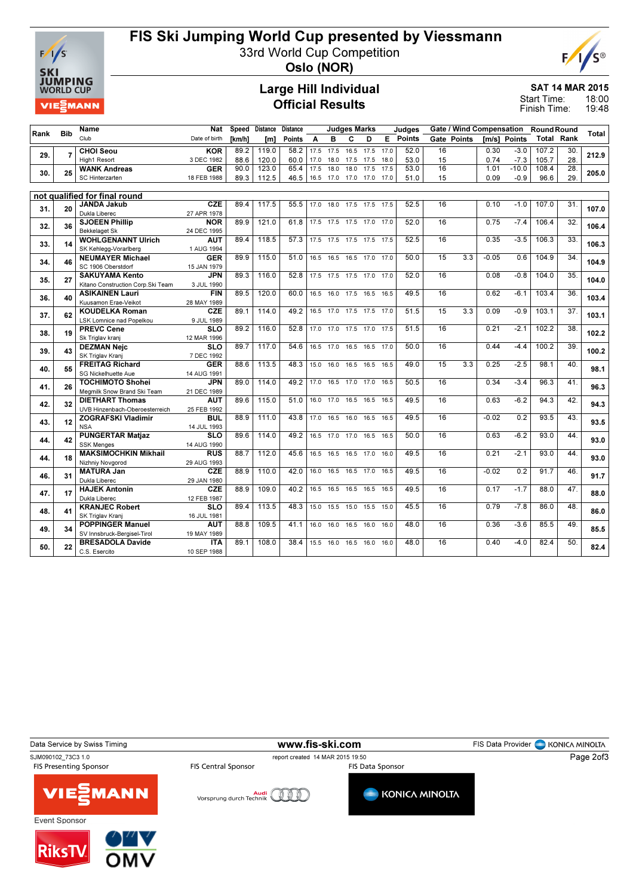# FIS Ski Jumping World Cup presented by Viessmann

33rd World Cup Competition

**Oslo (NOR)**

## Large Hill Individual
## Official Results

**SAT 14 MAR 2015**

Start Time: 18:00
Finish Time: 19:48

| Rank | Bib | Name / Club | Nat / Date of birth | Speed [km/h] | Distance [m] | Distance Points | A | B | C | D | E | Judges Points | Gate | Gate Points | Wind [m/s] | Wind Points | Round Total | Round Rank | Total |
|---|---|---|---|---|---|---|---|---|---|---|---|---|---|---|---|---|---|---|---|
| 29. | 7 | **CHOI Seou** High1 Resort | KOR 3 DEC 1982 | 89.2 | 119.0 | 58.2 | 17.5 | 17.5 | 16.5 | 17.5 | 17.0 | 52.0 | 16 | | 0.30 | -3.0 | 107.2 | 30. | 212.9 |
| | | | | 88.6 | 120.0 | 60.0 | 17.0 | 18.0 | 17.5 | 17.5 | 18.0 | 53.0 | 15 | | 0.74 | -7.3 | 105.7 | 28. | |
| 30. | 25 | **WANK Andreas** SC Hinterzarten | GER 18 FEB 1988 | 90.0 | 123.0 | 65.4 | 17.5 | 18.0 | 18.0 | 17.5 | 17.5 | 53.0 | 16 | | 1.01 | -10.0 | 108.4 | 28. | 205.0 |
| | | | | 89.3 | 112.5 | 46.5 | 16.5 | 17.0 | 17.0 | 17.0 | 17.0 | 51.0 | 15 | | 0.09 | -0.9 | 96.6 | 29. | |

**not qualified for final round**

| Rank | Bib | Name / Club | Nat / Date of birth | Speed [km/h] | Distance [m] | Distance Points | A | B | C | D | E | Judges Points | Gate | Gate Points | Wind [m/s] | Wind Points | Round Total | Round Rank | Total |
|---|---|---|---|---|---|---|---|---|---|---|---|---|---|---|---|---|---|---|---|
| 31. | 20 | **JANDA Jakub** Dukla Liberec | CZE 27 APR 1978 | 89.4 | 117.5 | 55.5 | 17.0 | 18.0 | 17.5 | 17.5 | 17.5 | 52.5 | 16 | | 0.10 | -1.0 | 107.0 | 31. | 107.0 |
| 32. | 36 | **SJOEEN Phillip** Bekkelaget Sk | NOR 24 DEC 1995 | 89.9 | 121.0 | 61.8 | 17.5 | 17.5 | 17.5 | 17.0 | 17.0 | 52.0 | 16 | | 0.75 | -7.4 | 106.4 | 32. | 106.4 |
| 33. | 14 | **WOHLGENANNT Ulrich** SK Kehlegg-Vorarlberg | AUT 1 AUG 1994 | 89.4 | 118.5 | 57.3 | 17.5 | 17.5 | 17.5 | 17.5 | 17.5 | 52.5 | 16 | | 0.35 | -3.5 | 106.3 | 33. | 106.3 |
| 34. | 46 | **NEUMAYER Michael** SC 1906 Oberstdorf | GER 15 JAN 1979 | 89.9 | 115.0 | 51.0 | 16.5 | 16.5 | 16.5 | 17.0 | 17.0 | 50.0 | 15 | 3.3 | -0.05 | 0.6 | 104.9 | 34. | 104.9 |
| 35. | 27 | **SAKUYAMA Kento** Kitano Construction Corp.Ski Team | JPN 3 JUL 1990 | 89.3 | 116.0 | 52.8 | 17.5 | 17.5 | 17.5 | 17.0 | 17.0 | 52.0 | 16 | | 0.08 | -0.8 | 104.0 | 35. | 104.0 |
| 36. | 40 | **ASIKAINEN Lauri** Kuusamon Erae-Veikot | FIN 28 MAY 1989 | 89.5 | 120.0 | 60.0 | 16.5 | 16.0 | 17.5 | 16.5 | 16.5 | 49.5 | 16 | | 0.62 | -6.1 | 103.4 | 36. | 103.4 |
| 37. | 62 | **KOUDELKA Roman** LSK Lomnice nad Popelkou | CZE 9 JUL 1989 | 89.1 | 114.0 | 49.2 | 16.5 | 17.0 | 17.5 | 17.5 | 17.0 | 51.5 | 15 | 3.3 | 0.09 | -0.9 | 103.1 | 37. | 103.1 |
| 38. | 19 | **PREVC Cene** Sk Triglav kranj | SLO 12 MAR 1996 | 89.2 | 116.0 | 52.8 | 17.0 | 17.0 | 17.5 | 17.0 | 17.5 | 51.5 | 16 | | 0.21 | -2.1 | 102.2 | 38. | 102.2 |
| 39. | 43 | **DEZMAN Nejc** SK Triglav Kranj | SLO 7 DEC 1992 | 89.7 | 117.0 | 54.6 | 16.5 | 17.0 | 16.5 | 16.5 | 17.0 | 50.0 | 16 | | 0.44 | -4.4 | 100.2 | 39. | 100.2 |
| 40. | 55 | **FREITAG Richard** SG Nickelhuette Aue | GER 14 AUG 1991 | 88.6 | 113.5 | 48.3 | 15.0 | 16.0 | 16.5 | 16.5 | 16.5 | 49.0 | 15 | 3.3 | 0.25 | -2.5 | 98.1 | 40. | 98.1 |
| 41. | 26 | **TOCHIMOTO Shohei** Megmilk Snow Brand Ski Team | JPN 21 DEC 1989 | 89.0 | 114.0 | 49.2 | 17.0 | 16.5 | 17.0 | 17.0 | 16.5 | 50.5 | 16 | | 0.34 | -3.4 | 96.3 | 41. | 96.3 |
| 42. | 32 | **DIETHART Thomas** UVB Hinzenbach-Oberoesterreich | AUT 25 FEB 1992 | 89.6 | 115.0 | 51.0 | 16.0 | 17.0 | 16.5 | 16.5 | 16.5 | 49.5 | 16 | | 0.63 | -6.2 | 94.3 | 42. | 94.3 |
| 43. | 12 | **ZOGRAFSKI Vladimir** NSA | BUL 14 JUL 1993 | 88.9 | 111.0 | 43.8 | 17.0 | 16.5 | 16.0 | 16.5 | 16.5 | 49.5 | 16 | | -0.02 | 0.2 | 93.5 | 43. | 93.5 |
| 44. | 42 | **PUNGERTAR Matjaz** SSK Menges | SLO 14 AUG 1990 | 89.6 | 114.0 | 49.2 | 16.5 | 17.0 | 17.0 | 16.5 | 16.5 | 50.0 | 16 | | 0.63 | -6.2 | 93.0 | 44. | 93.0 |
| 44. | 18 | **MAKSIMOCHKIN Mikhail** Nizhniy Novgorod | RUS 29 AUG 1993 | 88.7 | 112.0 | 45.6 | 16.5 | 16.5 | 16.5 | 17.0 | 16.0 | 49.5 | 16 | | 0.21 | -2.1 | 93.0 | 44. | 93.0 |
| 46. | 31 | **MATURA Jan** Dukla Liberec | CZE 29 JAN 1980 | 88.9 | 110.0 | 42.0 | 16.0 | 16.5 | 16.5 | 17.0 | 16.5 | 49.5 | 16 | | -0.02 | 0.2 | 91.7 | 46. | 91.7 |
| 47. | 17 | **HAJEK Antonin** Dukla Liberec | CZE 12 FEB 1987 | 88.9 | 109.0 | 40.2 | 16.5 | 16.5 | 16.5 | 16.5 | 16.5 | 49.5 | 16 | | 0.17 | -1.7 | 88.0 | 47. | 88.0 |
| 48. | 41 | **KRANJEC Robert** SK Triglav Kranj | SLO 16 JUL 1981 | 89.4 | 113.5 | 48.3 | 15.0 | 15.5 | 15.0 | 15.5 | 15.0 | 45.5 | 16 | | 0.79 | -7.8 | 86.0 | 48. | 86.0 |
| 49. | 34 | **POPPINGER Manuel** SV Innsbruck-Bergisel-Tirol | AUT 19 MAY 1989 | 88.8 | 109.5 | 41.1 | 16.0 | 16.0 | 16.5 | 16.0 | 16.0 | 48.0 | 16 | | 0.36 | -3.6 | 85.5 | 49. | 85.5 |
| 50. | 22 | **BRESADOLA Davide** C.S. Esercito | ITA 10 SEP 1988 | 89.1 | 108.0 | 38.4 | 15.5 | 16.0 | 16.5 | 16.0 | 16.0 | 48.0 | 16 | | 0.40 | -4.0 | 82.4 | 50. | 82.4 |

Data Service by Swiss Timing — www.fis-ski.com — FIS Data Provider KONICA MINOLTA

SJM090102_73C3 1.0 — report created 14 MAR 2015 19:50

FIS Presenting Sponsor: VIESSMANN — FIS Central Sponsor: Audi — FIS Data Sponsor: KONICA MINOLTA

Event Sponsor: RiksTV, OMV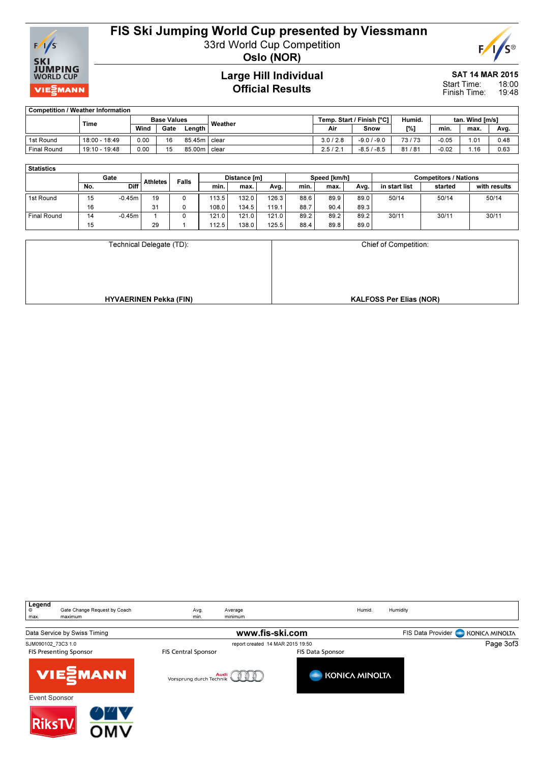# FIS Ski Jumping World Cup presented by Viessmann

33rd World Cup Competition

**Oslo (NOR)**

## Large Hill Individual
## Official Results

**SAT 14 MAR 2015**

Start Time: 18:00
Finish Time: 19:48

**Competition / Weather Information**

| | Time | Base Values | | | Weather | Temp. Start / Finish [°C] | | Humid. | tan. Wind [m/s] | | |
|---|---|---|---|---|---|---|---|---|---|---|---|
| | | Wind | Gate | Length | | Air | Snow | [%] | min. | max. | Avg. |
| 1st Round | 18:00 - 18:49 | 0.00 | 16 | 85.45m | clear | 3.0 / 2.8 | -9.0 / -9.0 | 73 / 73 | -0.05 | 1.01 | 0.48 |
| Final Round | 19:10 - 19:48 | 0.00 | 15 | 85.00m | clear | 2.5 / 2.1 | -8.5 / -8.5 | 81 / 81 | -0.02 | 1.16 | 0.63 |

**Statistics**

| | Gate | | Athletes | Falls | Distance [m] | | | Speed [km/h] | | | Competitors / Nations | | |
|---|---|---|---|---|---|---|---|---|---|---|---|---|---|
| | No. | Diff | | | min. | max. | Avg. | min. | max. | Avg. | in start list | started | with results |
| 1st Round | 15 | -0.45m | 19 | 0 | 113.5 | 132.0 | 126.3 | 88.6 | 89.9 | 89.0 | 50/14 | 50/14 | 50/14 |
| | 16 | | 31 | 0 | 108.0 | 134.5 | 119.1 | 88.7 | 90.4 | 89.3 | | | |
| Final Round | 14 | -0.45m | 1 | 0 | 121.0 | 121.0 | 121.0 | 89.2 | 89.2 | 89.2 | 30/11 | 30/11 | 30/11 |
| | 15 | | 29 | 1 | 112.5 | 138.0 | 125.5 | 88.4 | 89.8 | 89.0 | | | |

| Technical Delegate (TD): | Chief of Competition: |
|---|---|
| **HYVAERINEN Pekka (FIN)** | **KALFOSS Per Elias (NOR)** |

**Legend**

| | | | | | |
|---|---|---|---|---|---|
| © | Gate Change Request by Coach | Avg. | Average | Humid. | Humidity |
| max. | maximum | min. | minimum | | |

Data Service by Swiss Timing — www.fis-ski.com — FIS Data Provider KONICA MINOLTA

SJM090102_73C3 1.0 — report created 14 MAR 2015 19:50

FIS Presenting Sponsor: VIESSMANN — FIS Central Sponsor: Audi Vorsprung durch Technik — FIS Data Sponsor: KONICA MINOLTA

Event Sponsor: RiksTV, OMV